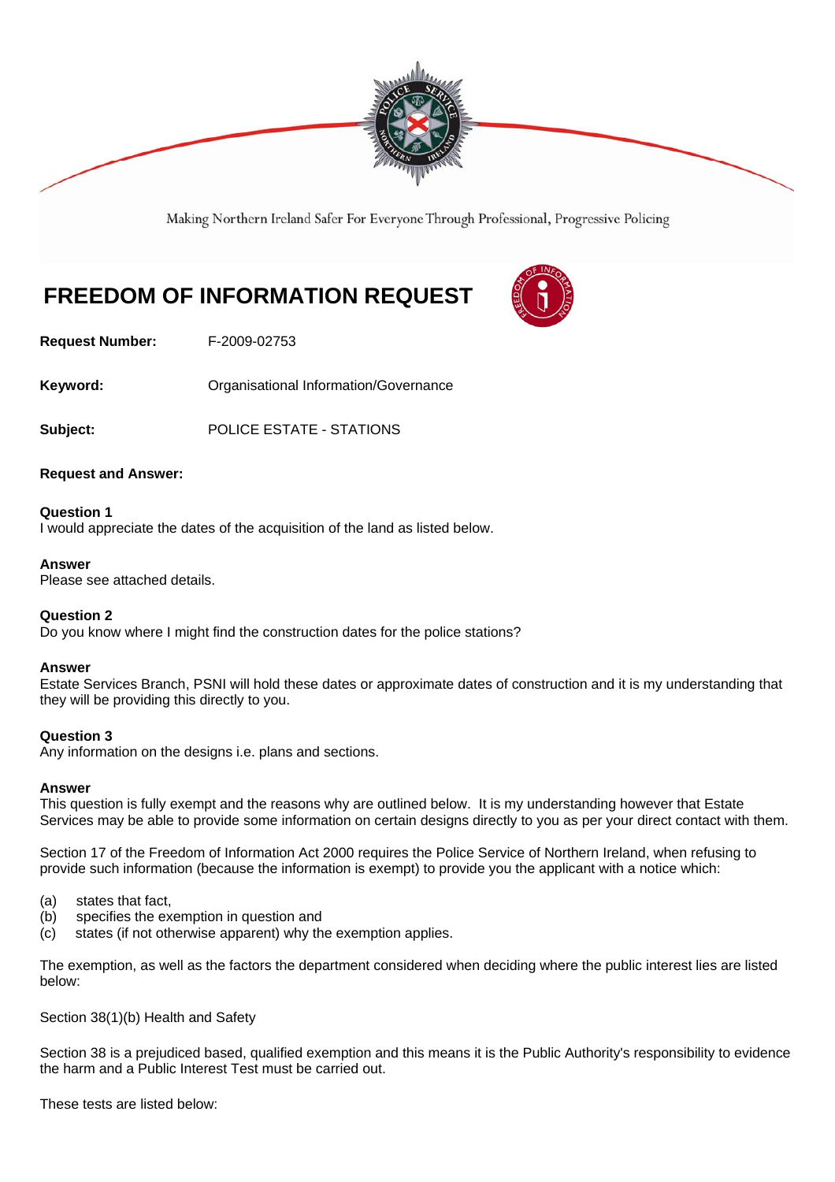Making Northern Ireland Safer For Everyone Through Professional, Progressive Policing

# FREEDOM OF INFORMATION REQUEST

**Request Number:** F-2009-02753

**Keyword:** Organisational Information/Governance

**Subject:** POLICE ESTATE - STATIONS

**Request and Answer:**

**Question 1**
I would appreciate the dates of the acquisition of the land as listed below.

**Answer**
Please see attached details.

**Question 2**
Do you know where I might find the construction dates for the police stations?

**Answer**
Estate Services Branch, PSNI will hold these dates or approximate dates of construction and it is my understanding that they will be providing this directly to you.

**Question 3**
Any information on the designs i.e. plans and sections.

**Answer**
This question is fully exempt and the reasons why are outlined below. It is my understanding however that Estate Services may be able to provide some information on certain designs directly to you as per your direct contact with them.

Section 17 of the Freedom of Information Act 2000 requires the Police Service of Northern Ireland, when refusing to provide such information (because the information is exempt) to provide you the applicant with a notice which:

(a) states that fact,
(b) specifies the exemption in question and
(c) states (if not otherwise apparent) why the exemption applies.

The exemption, as well as the factors the department considered when deciding where the public interest lies are listed below:

Section 38(1)(b) Health and Safety

Section 38 is a prejudiced based, qualified exemption and this means it is the Public Authority's responsibility to evidence the harm and a Public Interest Test must be carried out.

These tests are listed below: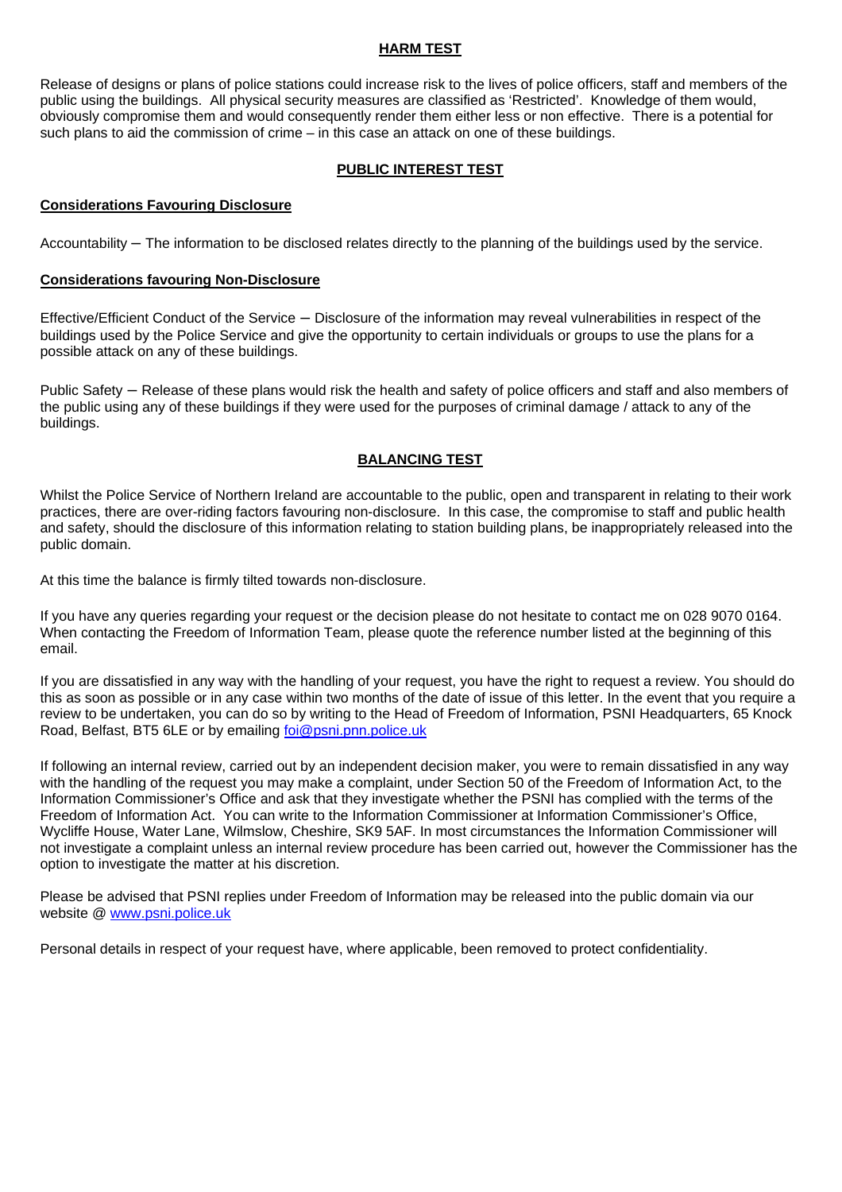## HARM TEST

Release of designs or plans of police stations could increase risk to the lives of police officers, staff and members of the public using the buildings. All physical security measures are classified as 'Restricted'. Knowledge of them would, obviously compromise them and would consequently render them either less or non effective. There is a potential for such plans to aid the commission of crime – in this case an attack on one of these buildings.

## PUBLIC INTEREST TEST

### Considerations Favouring Disclosure

Accountability – The information to be disclosed relates directly to the planning of the buildings used by the service.

### Considerations favouring Non-Disclosure

Effective/Efficient Conduct of the Service – Disclosure of the information may reveal vulnerabilities in respect of the buildings used by the Police Service and give the opportunity to certain individuals or groups to use the plans for a possible attack on any of these buildings.

Public Safety – Release of these plans would risk the health and safety of police officers and staff and also members of the public using any of these buildings if they were used for the purposes of criminal damage / attack to any of the buildings.

## BALANCING TEST

Whilst the Police Service of Northern Ireland are accountable to the public, open and transparent in relating to their work practices, there are over-riding factors favouring non-disclosure. In this case, the compromise to staff and public health and safety, should the disclosure of this information relating to station building plans, be inappropriately released into the public domain.

At this time the balance is firmly tilted towards non-disclosure.

If you have any queries regarding your request or the decision please do not hesitate to contact me on 028 9070 0164. When contacting the Freedom of Information Team, please quote the reference number listed at the beginning of this email.

If you are dissatisfied in any way with the handling of your request, you have the right to request a review. You should do this as soon as possible or in any case within two months of the date of issue of this letter. In the event that you require a review to be undertaken, you can do so by writing to the Head of Freedom of Information, PSNI Headquarters, 65 Knock Road, Belfast, BT5 6LE or by emailing foi@psni.pnn.police.uk

If following an internal review, carried out by an independent decision maker, you were to remain dissatisfied in any way with the handling of the request you may make a complaint, under Section 50 of the Freedom of Information Act, to the Information Commissioner's Office and ask that they investigate whether the PSNI has complied with the terms of the Freedom of Information Act. You can write to the Information Commissioner at Information Commissioner's Office, Wycliffe House, Water Lane, Wilmslow, Cheshire, SK9 5AF. In most circumstances the Information Commissioner will not investigate a complaint unless an internal review procedure has been carried out, however the Commissioner has the option to investigate the matter at his discretion.

Please be advised that PSNI replies under Freedom of Information may be released into the public domain via our website @ www.psni.police.uk

Personal details in respect of your request have, where applicable, been removed to protect confidentiality.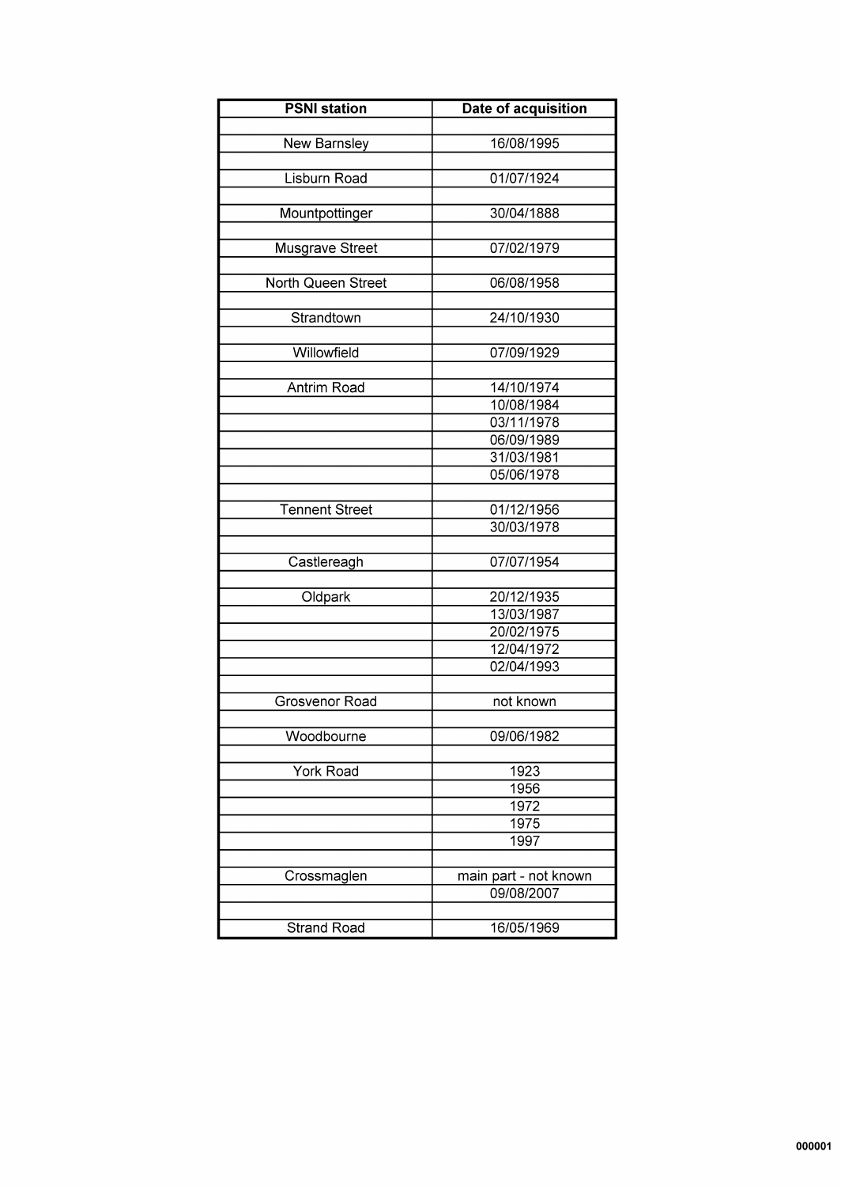| PSNI station | Date of acquisition |
|---|---|
| | |
| New Barnsley | 16/08/1995 |
| | |
| Lisburn Road | 01/07/1924 |
| | |
| Mountpottinger | 30/04/1888 |
| | |
| Musgrave Street | 07/02/1979 |
| | |
| North Queen Street | 06/08/1958 |
| | |
| Strandtown | 24/10/1930 |
| | |
| Willowfield | 07/09/1929 |
| | |
| Antrim Road | 14/10/1974 |
| | 10/08/1984 |
| | 03/11/1978 |
| | 06/09/1989 |
| | 31/03/1981 |
| | 05/06/1978 |
| | |
| Tennent Street | 01/12/1956 |
| | 30/03/1978 |
| | |
| Castlereagh | 07/07/1954 |
| | |
| Oldpark | 20/12/1935 |
| | 13/03/1987 |
| | 20/02/1975 |
| | 12/04/1972 |
| | 02/04/1993 |
| | |
| Grosvenor Road | not known |
| | |
| Woodbourne | 09/06/1982 |
| | |
| York Road | 1923 |
| | 1956 |
| | 1972 |
| | 1975 |
| | 1997 |
| | |
| Crossmaglen | main part - not known |
| | 09/08/2007 |
| | |
| Strand Road | 16/05/1969 |

000001